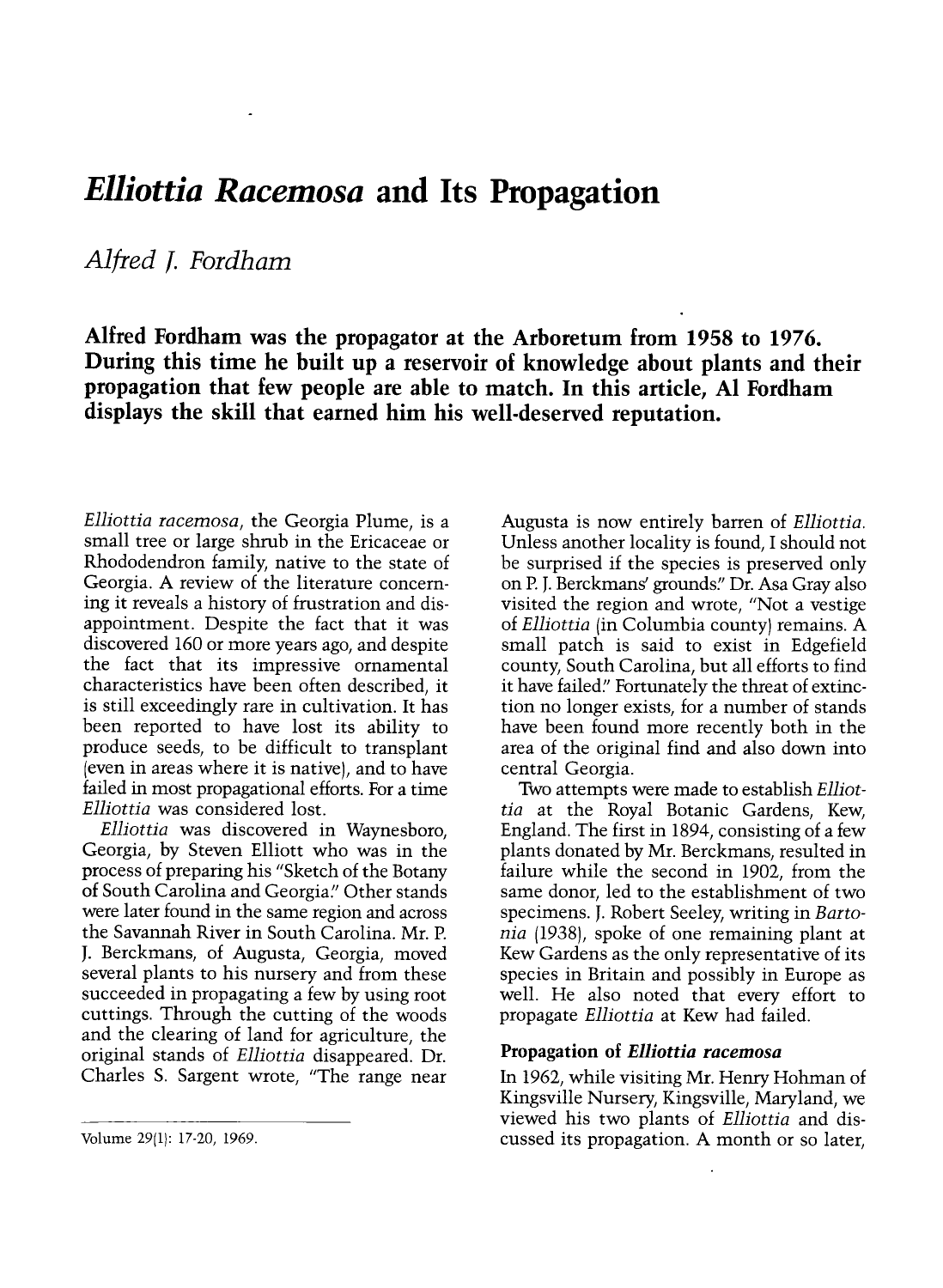# *Elliottia Racemosa* and Its Propagation

*Alfred J. Fordham*

**Alfred Fordham was the propagator at the Arboretum from 1958 to 1976. During this time he built up a reservoir of knowledge about plants and their propagation that few people are able to match. In this article, Al Fordham displays the skill that earned him his well-deserved reputation.**

*Elliottia racemosa*, the Georgia Plume, is a small tree or large shrub in the Ericaceae or Rhododendron family, native to the state of Georgia. A review of the literature concerning it reveals a history of frustration and disappointment. Despite the fact that it was discovered 160 or more years ago, and despite the fact that its impressive ornamental characteristics have been often described, it is still exceedingly rare in cultivation. It has been reported to have lost its ability to produce seeds, to be difficult to transplant (even in areas where it is native), and to have failed in most propagational efforts. For a time *Elliottia* was considered lost.

*Elliottia* was discovered in Waynesboro, Georgia, by Steven Elliott who was in the process of preparing his "Sketch of the Botany of South Carolina and Georgia." Other stands were later found in the same region and across the Savannah River in South Carolina. Mr. P. J. Berckmans, of Augusta, Georgia, moved several plants to his nursery and from these succeeded in propagating a few by using root cuttings. Through the cutting of the woods and the clearing of land for agriculture, the original stands of *Elliottia* disappeared. Dr. Charles S. Sargent wrote, "The range near Augusta is now entirely barren of *Elliottia*. Unless another locality is found, I should not be surprised if the species is preserved only on P. J. Berckmans' grounds." Dr. Asa Gray also visited the region and wrote, "Not a vestige of *Elliottia* (in Columbia county) remains. A small patch is said to exist in Edgefield county, South Carolina, but all efforts to find it have failed." Fortunately the threat of extinction no longer exists, for a number of stands have been found more recently both in the area of the original find and also down into central Georgia.

Two attempts were made to establish *Elliottia* at the Royal Botanic Gardens, Kew, England. The first in 1894, consisting of a few plants donated by Mr. Berckmans, resulted in failure while the second in 1902, from the same donor, led to the establishment of two specimens. J. Robert Seeley, writing in *Bartonia* (1938), spoke of one remaining plant at Kew Gardens as the only representative of its species in Britain and possibly in Europe as well. He also noted that every effort to propagate *Elliottia* at Kew had failed.

## Propagation of *Elliottia racemosa*

In 1962, while visiting Mr. Henry Hohman of Kingsville Nursery, Kingsville, Maryland, we viewed his two plants of *Elliottia* and discussed its propagation. A month or so later,

Volume 29(1): 17-20, 1969.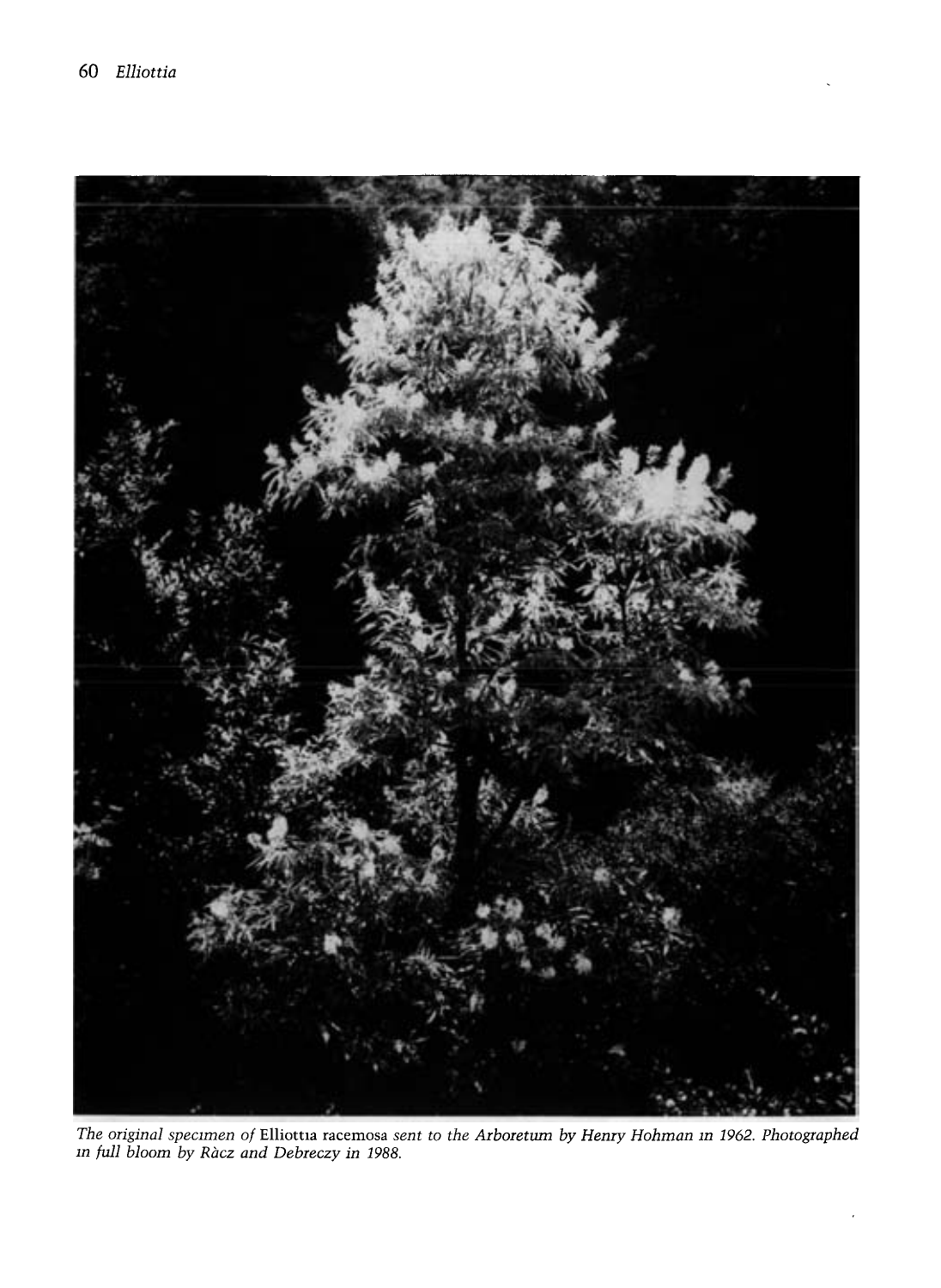*The original specimen of* Elliottia racemosa *sent to the Arboretum by Henry Hohman in 1962. Photographed in full bloom by Ràcz and Debreczy in 1988.*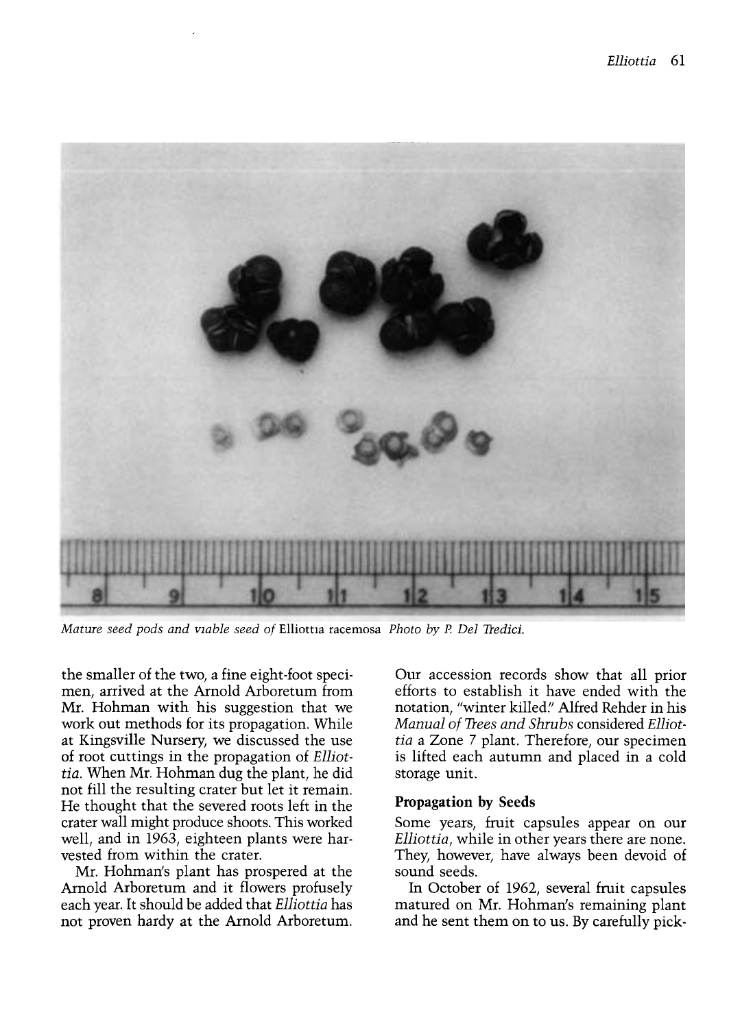*Mature seed pods and viable seed of* Elliottia racemosa *Photo by P. Del Tredici.*

the smaller of the two, a fine eight-foot specimen, arrived at the Arnold Arboretum from Mr. Hohman with his suggestion that we work out methods for its propagation. While at Kingsville Nursery, we discussed the use of root cuttings in the propagation of *Elliottia*. When Mr. Hohman dug the plant, he did not fill the resulting crater but let it remain. He thought that the severed roots left in the crater wall might produce shoots. This worked well, and in 1963, eighteen plants were harvested from within the crater.

Mr. Hohman's plant has prospered at the Arnold Arboretum and it flowers profusely each year. It should be added that *Elliottia* has not proven hardy at the Arnold Arboretum. Our accession records show that all prior efforts to establish it have ended with the notation, "winter killed." Alfred Rehder in his *Manual of Trees and Shrubs* considered *Elliottia* a Zone 7 plant. Therefore, our specimen is lifted each autumn and placed in a cold storage unit.

### Propagation by Seeds

Some years, fruit capsules appear on our *Elliottia*, while in other years there are none. They, however, have always been devoid of sound seeds.

In October of 1962, several fruit capsules matured on Mr. Hohman's remaining plant and he sent them on to us. By carefully pick-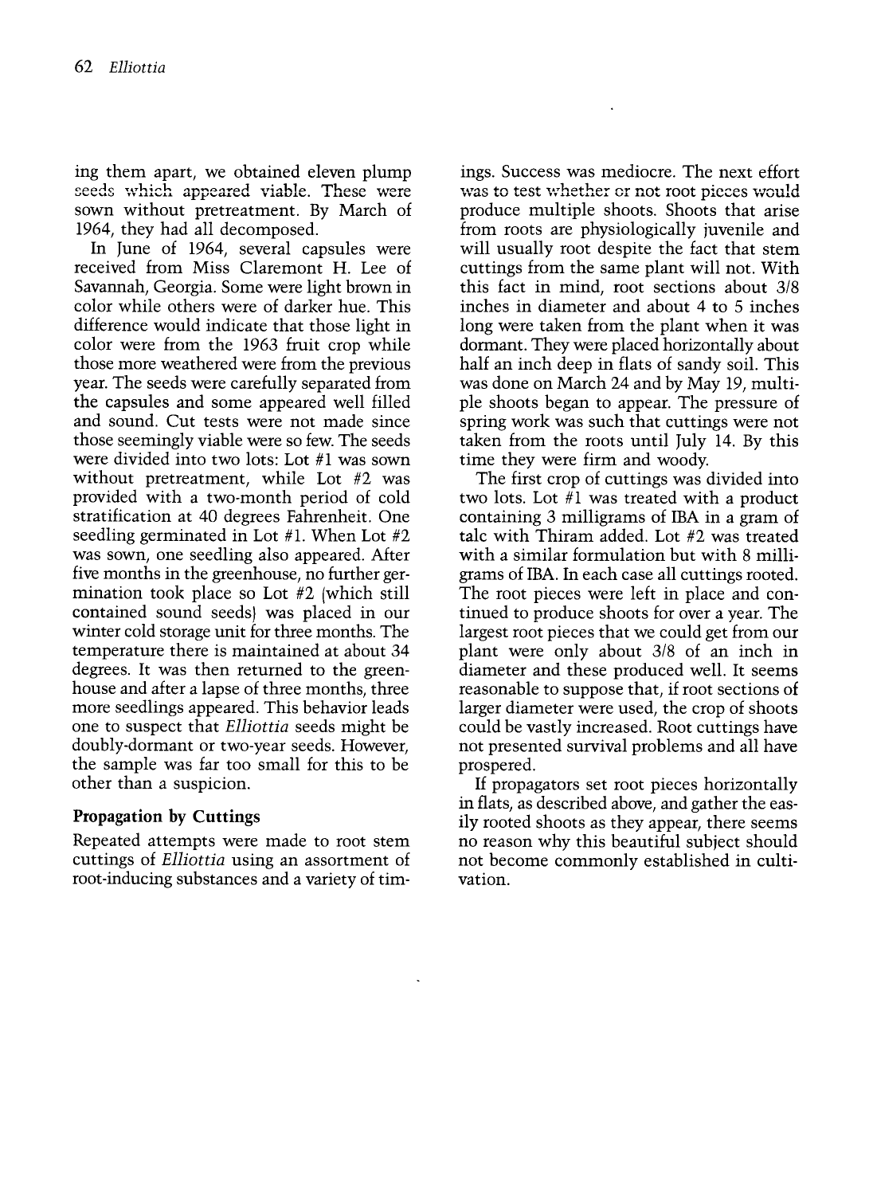ing them apart, we obtained eleven plump seeds which appeared viable. These were sown without pretreatment. By March of 1964, they had all decomposed.

In June of 1964, several capsules were received from Miss Claremont H. Lee of Savannah, Georgia. Some were light brown in color while others were of darker hue. This difference would indicate that those light in color were from the 1963 fruit crop while those more weathered were from the previous year. The seeds were carefully separated from the capsules and some appeared well filled and sound. Cut tests were not made since those seemingly viable were so few. The seeds were divided into two lots: Lot #1 was sown without pretreatment, while Lot #2 was provided with a two-month period of cold stratification at 40 degrees Fahrenheit. One seedling germinated in Lot #1. When Lot #2 was sown, one seedling also appeared. After five months in the greenhouse, no further germination took place so Lot #2 (which still contained sound seeds) was placed in our winter cold storage unit for three months. The temperature there is maintained at about 34 degrees. It was then returned to the greenhouse and after a lapse of three months, three more seedlings appeared. This behavior leads one to suspect that *Elliottia* seeds might be doubly-dormant or two-year seeds. However, the sample was far too small for this to be other than a suspicion.

## Propagation by Cuttings

Repeated attempts were made to root stem cuttings of *Elliottia* using an assortment of root-inducing substances and a variety of timings. Success was mediocre. The next effort was to test whether or not root pieces would produce multiple shoots. Shoots that arise from roots are physiologically juvenile and will usually root despite the fact that stem cuttings from the same plant will not. With this fact in mind, root sections about 3/8 inches in diameter and about 4 to 5 inches long were taken from the plant when it was dormant. They were placed horizontally about half an inch deep in flats of sandy soil. This was done on March 24 and by May 19, multiple shoots began to appear. The pressure of spring work was such that cuttings were not taken from the roots until July 14. By this time they were firm and woody.

The first crop of cuttings was divided into two lots. Lot #1 was treated with a product containing 3 milligrams of IBA in a gram of talc with Thiram added. Lot #2 was treated with a similar formulation but with 8 milligrams of IBA. In each case all cuttings rooted. The root pieces were left in place and continued to produce shoots for over a year. The largest root pieces that we could get from our plant were only about 3/8 of an inch in diameter and these produced well. It seems reasonable to suppose that, if root sections of larger diameter were used, the crop of shoots could be vastly increased. Root cuttings have not presented survival problems and all have prospered.

If propagators set root pieces horizontally in flats, as described above, and gather the easily rooted shoots as they appear, there seems no reason why this beautiful subject should not become commonly established in cultivation.